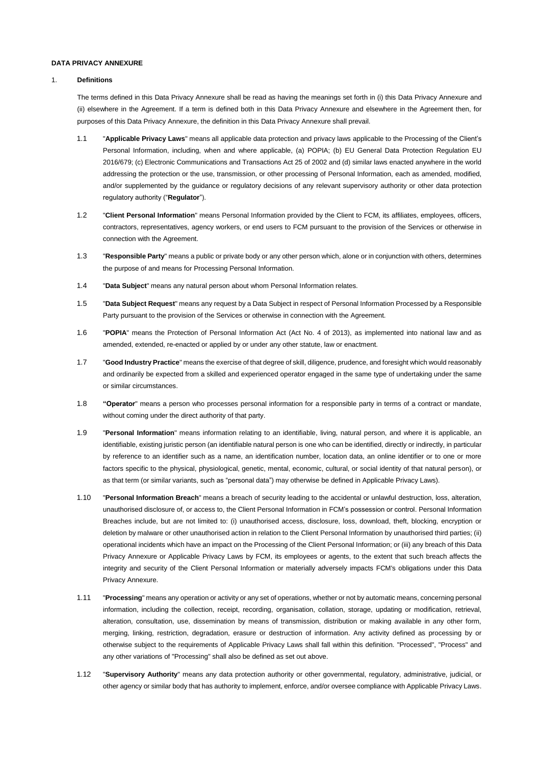**DATA PRIVACY ANNEXURE**

1. **Definitions**

The terms defined in this Data Privacy Annexure shall be read as having the meanings set forth in (i) this Data Privacy Annexure and (ii) elsewhere in the Agreement. If a term is defined both in this Data Privacy Annexure and elsewhere in the Agreement then, for purposes of this Data Privacy Annexure, the definition in this Data Privacy Annexure shall prevail.

1.1 "**Applicable Privacy Laws**" means all applicable data protection and privacy laws applicable to the Processing of the Client's Personal Information, including, when and where applicable, (a) POPIA; (b) EU General Data Protection Regulation EU 2016/679; (c) Electronic Communications and Transactions Act 25 of 2002 and (d) similar laws enacted anywhere in the world addressing the protection or the use, transmission, or other processing of Personal Information, each as amended, modified, and/or supplemented by the guidance or regulatory decisions of any relevant supervisory authority or other data protection regulatory authority ("**Regulator**").

1.2 "**Client Personal Information**" means Personal Information provided by the Client to FCM, its affiliates, employees, officers, contractors, representatives, agency workers, or end users to FCM pursuant to the provision of the Services or otherwise in connection with the Agreement.

1.3 "**Responsible Party**" means a public or private body or any other person which, alone or in conjunction with others, determines the purpose of and means for Processing Personal Information.

1.4 "**Data Subject**" means any natural person about whom Personal Information relates.

1.5 "**Data Subject Request**" means any request by a Data Subject in respect of Personal Information Processed by a Responsible Party pursuant to the provision of the Services or otherwise in connection with the Agreement.

1.6 "**POPIA**" means the Protection of Personal Information Act (Act No. 4 of 2013), as implemented into national law and as amended, extended, re-enacted or applied by or under any other statute, law or enactment.

1.7 "**Good Industry Practice**" means the exercise of that degree of skill, diligence, prudence, and foresight which would reasonably and ordinarily be expected from a skilled and experienced operator engaged in the same type of undertaking under the same or similar circumstances.

1.8 "**Operator**" means a person who processes personal information for a responsible party in terms of a contract or mandate, without coming under the direct authority of that party.

1.9 "**Personal Information**" means information relating to an identifiable, living, natural person, and where it is applicable, an identifiable, existing juristic person (an identifiable natural person is one who can be identified, directly or indirectly, in particular by reference to an identifier such as a name, an identification number, location data, an online identifier or to one or more factors specific to the physical, physiological, genetic, mental, economic, cultural, or social identity of that natural person), or as that term (or similar variants, such as "personal data") may otherwise be defined in Applicable Privacy Laws).

1.10 "**Personal Information Breach**" means a breach of security leading to the accidental or unlawful destruction, loss, alteration, unauthorised disclosure of, or access to, the Client Personal Information in FCM's possession or control. Personal Information Breaches include, but are not limited to: (i) unauthorised access, disclosure, loss, download, theft, blocking, encryption or deletion by malware or other unauthorised action in relation to the Client Personal Information by unauthorised third parties; (ii) operational incidents which have an impact on the Processing of the Client Personal Information; or (iii) any breach of this Data Privacy Annexure or Applicable Privacy Laws by FCM, its employees or agents, to the extent that such breach affects the integrity and security of the Client Personal Information or materially adversely impacts FCM's obligations under this Data Privacy Annexure.

1.11 "**Processing**" means any operation or activity or any set of operations, whether or not by automatic means, concerning personal information, including the collection, receipt, recording, organisation, collation, storage, updating or modification, retrieval, alteration, consultation, use, dissemination by means of transmission, distribution or making available in any other form, merging, linking, restriction, degradation, erasure or destruction of information. Any activity defined as processing by or otherwise subject to the requirements of Applicable Privacy Laws shall fall within this definition. "Processed", "Process" and any other variations of "Processing" shall also be defined as set out above.

1.12 "**Supervisory Authority**" means any data protection authority or other governmental, regulatory, administrative, judicial, or other agency or similar body that has authority to implement, enforce, and/or oversee compliance with Applicable Privacy Laws.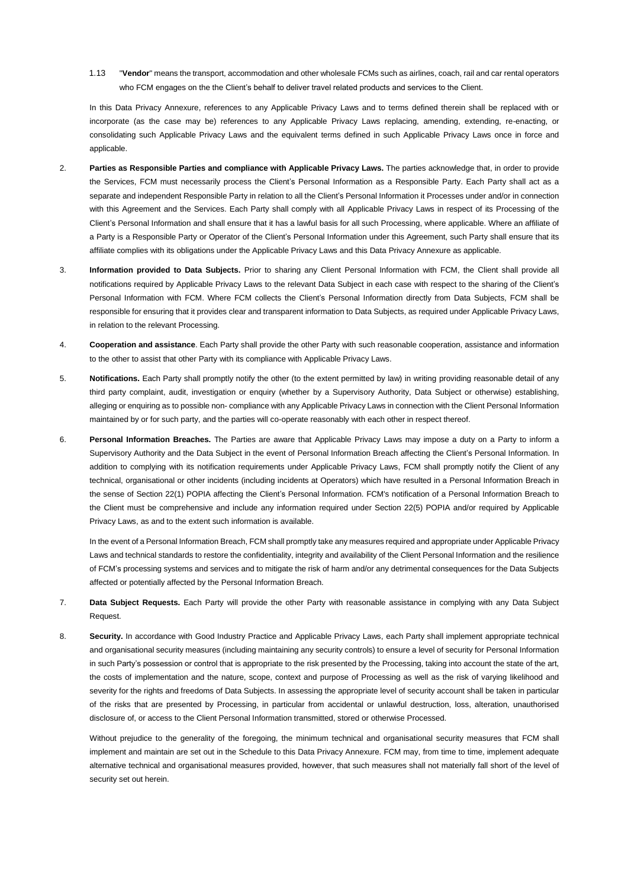1.13 "**Vendor**" means the transport, accommodation and other wholesale FCMs such as airlines, coach, rail and car rental operators who FCM engages on the the Client's behalf to deliver travel related products and services to the Client.

In this Data Privacy Annexure, references to any Applicable Privacy Laws and to terms defined therein shall be replaced with or incorporate (as the case may be) references to any Applicable Privacy Laws replacing, amending, extending, re-enacting, or consolidating such Applicable Privacy Laws and the equivalent terms defined in such Applicable Privacy Laws once in force and applicable.

2. **Parties as Responsible Parties and compliance with Applicable Privacy Laws.** The parties acknowledge that, in order to provide the Services, FCM must necessarily process the Client's Personal Information as a Responsible Party. Each Party shall act as a separate and independent Responsible Party in relation to all the Client's Personal Information it Processes under and/or in connection with this Agreement and the Services. Each Party shall comply with all Applicable Privacy Laws in respect of its Processing of the Client's Personal Information and shall ensure that it has a lawful basis for all such Processing, where applicable. Where an affiliate of a Party is a Responsible Party or Operator of the Client's Personal Information under this Agreement, such Party shall ensure that its affiliate complies with its obligations under the Applicable Privacy Laws and this Data Privacy Annexure as applicable.

3. **Information provided to Data Subjects.** Prior to sharing any Client Personal Information with FCM, the Client shall provide all notifications required by Applicable Privacy Laws to the relevant Data Subject in each case with respect to the sharing of the Client's Personal Information with FCM. Where FCM collects the Client's Personal Information directly from Data Subjects, FCM shall be responsible for ensuring that it provides clear and transparent information to Data Subjects, as required under Applicable Privacy Laws, in relation to the relevant Processing.

4. **Cooperation and assistance**. Each Party shall provide the other Party with such reasonable cooperation, assistance and information to the other to assist that other Party with its compliance with Applicable Privacy Laws.

5. **Notifications.** Each Party shall promptly notify the other (to the extent permitted by law) in writing providing reasonable detail of any third party complaint, audit, investigation or enquiry (whether by a Supervisory Authority, Data Subject or otherwise) establishing, alleging or enquiring as to possible non- compliance with any Applicable Privacy Laws in connection with the Client Personal Information maintained by or for such party, and the parties will co-operate reasonably with each other in respect thereof.

6. **Personal Information Breaches.** The Parties are aware that Applicable Privacy Laws may impose a duty on a Party to inform a Supervisory Authority and the Data Subject in the event of Personal Information Breach affecting the Client's Personal Information. In addition to complying with its notification requirements under Applicable Privacy Laws, FCM shall promptly notify the Client of any technical, organisational or other incidents (including incidents at Operators) which have resulted in a Personal Information Breach in the sense of Section 22(1) POPIA affecting the Client's Personal Information. FCM's notification of a Personal Information Breach to the Client must be comprehensive and include any information required under Section 22(5) POPIA and/or required by Applicable Privacy Laws, as and to the extent such information is available.

In the event of a Personal Information Breach, FCM shall promptly take any measures required and appropriate under Applicable Privacy Laws and technical standards to restore the confidentiality, integrity and availability of the Client Personal Information and the resilience of FCM's processing systems and services and to mitigate the risk of harm and/or any detrimental consequences for the Data Subjects affected or potentially affected by the Personal Information Breach.

7. **Data Subject Requests.** Each Party will provide the other Party with reasonable assistance in complying with any Data Subject Request.

8. **Security.** In accordance with Good Industry Practice and Applicable Privacy Laws, each Party shall implement appropriate technical and organisational security measures (including maintaining any security controls) to ensure a level of security for Personal Information in such Party's possession or control that is appropriate to the risk presented by the Processing, taking into account the state of the art, the costs of implementation and the nature, scope, context and purpose of Processing as well as the risk of varying likelihood and severity for the rights and freedoms of Data Subjects. In assessing the appropriate level of security account shall be taken in particular of the risks that are presented by Processing, in particular from accidental or unlawful destruction, loss, alteration, unauthorised disclosure of, or access to the Client Personal Information transmitted, stored or otherwise Processed.

Without prejudice to the generality of the foregoing, the minimum technical and organisational security measures that FCM shall implement and maintain are set out in the Schedule to this Data Privacy Annexure. FCM may, from time to time, implement adequate alternative technical and organisational measures provided, however, that such measures shall not materially fall short of the level of security set out herein.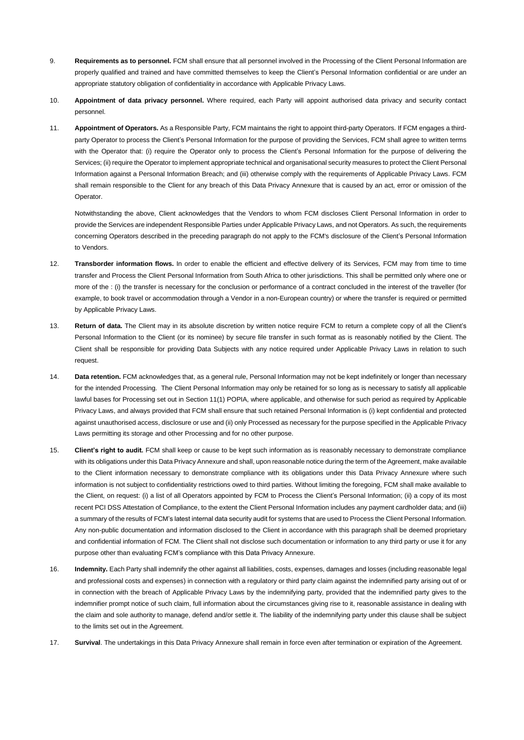9. **Requirements as to personnel.** FCM shall ensure that all personnel involved in the Processing of the Client Personal Information are properly qualified and trained and have committed themselves to keep the Client's Personal Information confidential or are under an appropriate statutory obligation of confidentiality in accordance with Applicable Privacy Laws.

10. **Appointment of data privacy personnel.** Where required, each Party will appoint authorised data privacy and security contact personnel.

11. **Appointment of Operators.** As a Responsible Party, FCM maintains the right to appoint third-party Operators. If FCM engages a third-party Operator to process the Client's Personal Information for the purpose of providing the Services, FCM shall agree to written terms with the Operator that: (i) require the Operator only to process the Client's Personal Information for the purpose of delivering the Services; (ii) require the Operator to implement appropriate technical and organisational security measures to protect the Client Personal Information against a Personal Information Breach; and (iii) otherwise comply with the requirements of Applicable Privacy Laws. FCM shall remain responsible to the Client for any breach of this Data Privacy Annexure that is caused by an act, error or omission of the Operator.

    Notwithstanding the above, Client acknowledges that the Vendors to whom FCM discloses Client Personal Information in order to provide the Services are independent Responsible Parties under Applicable Privacy Laws, and not Operators. As such, the requirements concerning Operators described in the preceding paragraph do not apply to the FCM's disclosure of the Client's Personal Information to Vendors.

12. **Transborder information flows.** In order to enable the efficient and effective delivery of its Services, FCM may from time to time transfer and Process the Client Personal Information from South Africa to other jurisdictions. This shall be permitted only where one or more of the : (i) the transfer is necessary for the conclusion or performance of a contract concluded in the interest of the traveller (for example, to book travel or accommodation through a Vendor in a non-European country) or where the transfer is required or permitted by Applicable Privacy Laws.

13. **Return of data.** The Client may in its absolute discretion by written notice require FCM to return a complete copy of all the Client's Personal Information to the Client (or its nominee) by secure file transfer in such format as is reasonably notified by the Client. The Client shall be responsible for providing Data Subjects with any notice required under Applicable Privacy Laws in relation to such request.

14. **Data retention.** FCM acknowledges that, as a general rule, Personal Information may not be kept indefinitely or longer than necessary for the intended Processing. The Client Personal Information may only be retained for so long as is necessary to satisfy all applicable lawful bases for Processing set out in Section 11(1) POPIA, where applicable, and otherwise for such period as required by Applicable Privacy Laws, and always provided that FCM shall ensure that such retained Personal Information is (i) kept confidential and protected against unauthorised access, disclosure or use and (ii) only Processed as necessary for the purpose specified in the Applicable Privacy Laws permitting its storage and other Processing and for no other purpose.

15. **Client's right to audit.** FCM shall keep or cause to be kept such information as is reasonably necessary to demonstrate compliance with its obligations under this Data Privacy Annexure and shall, upon reasonable notice during the term of the Agreement, make available to the Client information necessary to demonstrate compliance with its obligations under this Data Privacy Annexure where such information is not subject to confidentiality restrictions owed to third parties. Without limiting the foregoing, FCM shall make available to the Client, on request: (i) a list of all Operators appointed by FCM to Process the Client's Personal Information; (ii) a copy of its most recent PCI DSS Attestation of Compliance, to the extent the Client Personal Information includes any payment cardholder data; and (iii) a summary of the results of FCM's latest internal data security audit for systems that are used to Process the Client Personal Information. Any non-public documentation and information disclosed to the Client in accordance with this paragraph shall be deemed proprietary and confidential information of FCM. The Client shall not disclose such documentation or information to any third party or use it for any purpose other than evaluating FCM's compliance with this Data Privacy Annexure.

16. **Indemnity.** Each Party shall indemnify the other against all liabilities, costs, expenses, damages and losses (including reasonable legal and professional costs and expenses) in connection with a regulatory or third party claim against the indemnified party arising out of or in connection with the breach of Applicable Privacy Laws by the indemnifying party, provided that the indemnified party gives to the indemnifier prompt notice of such claim, full information about the circumstances giving rise to it, reasonable assistance in dealing with the claim and sole authority to manage, defend and/or settle it. The liability of the indemnifying party under this clause shall be subject to the limits set out in the Agreement.

17. **Survival**. The undertakings in this Data Privacy Annexure shall remain in force even after termination or expiration of the Agreement.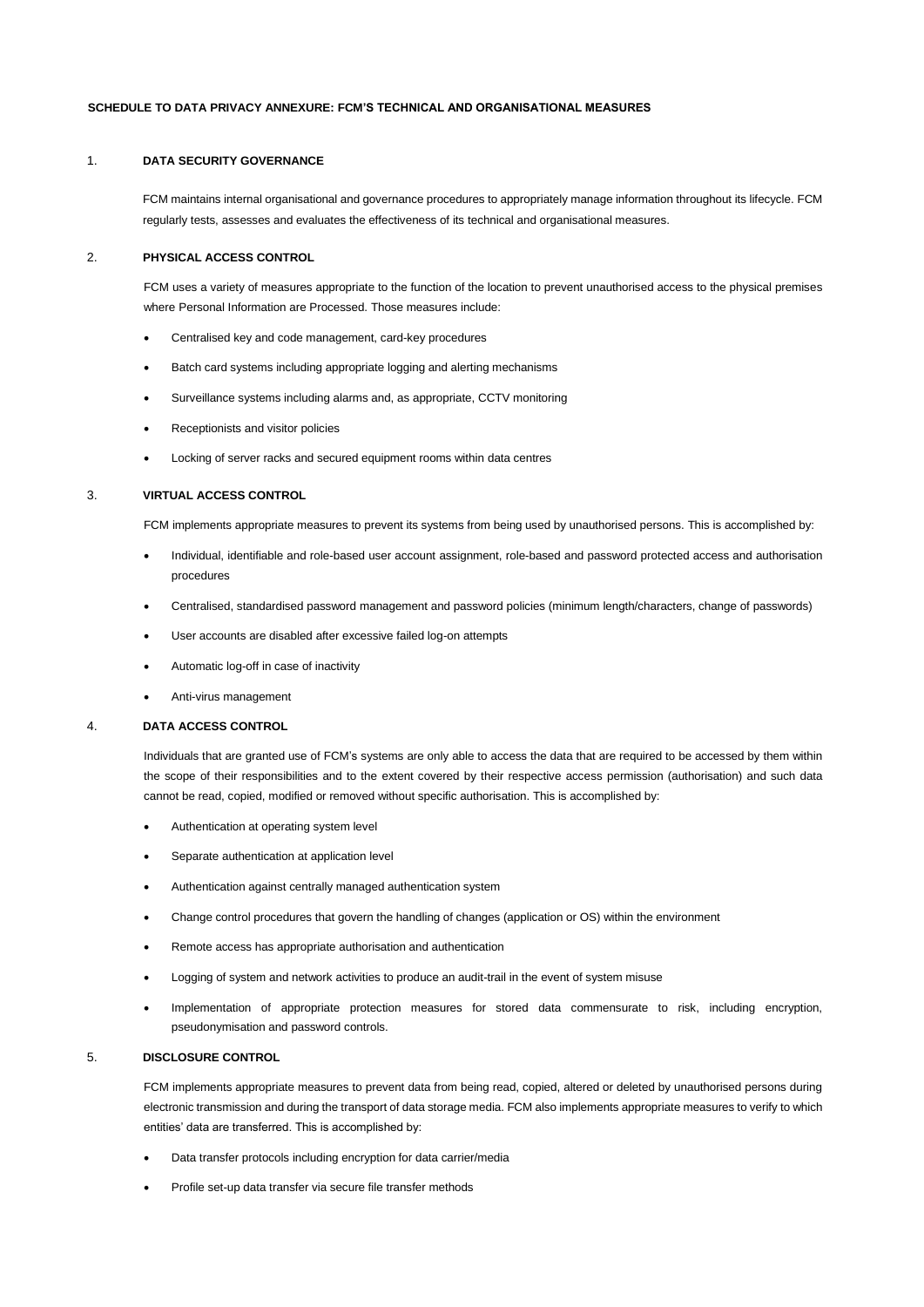**SCHEDULE TO DATA PRIVACY ANNEXURE: FCM'S TECHNICAL AND ORGANISATIONAL MEASURES**

## 1. DATA SECURITY GOVERNANCE

FCM maintains internal organisational and governance procedures to appropriately manage information throughout its lifecycle. FCM regularly tests, assesses and evaluates the effectiveness of its technical and organisational measures.

## 2. PHYSICAL ACCESS CONTROL

FCM uses a variety of measures appropriate to the function of the location to prevent unauthorised access to the physical premises where Personal Information are Processed. Those measures include:

- Centralised key and code management, card-key procedures
- Batch card systems including appropriate logging and alerting mechanisms
- Surveillance systems including alarms and, as appropriate, CCTV monitoring
- Receptionists and visitor policies
- Locking of server racks and secured equipment rooms within data centres

## 3. VIRTUAL ACCESS CONTROL

FCM implements appropriate measures to prevent its systems from being used by unauthorised persons. This is accomplished by:

- Individual, identifiable and role-based user account assignment, role-based and password protected access and authorisation procedures
- Centralised, standardised password management and password policies (minimum length/characters, change of passwords)
- User accounts are disabled after excessive failed log-on attempts
- Automatic log-off in case of inactivity
- Anti-virus management

## 4. DATA ACCESS CONTROL

Individuals that are granted use of FCM's systems are only able to access the data that are required to be accessed by them within the scope of their responsibilities and to the extent covered by their respective access permission (authorisation) and such data cannot be read, copied, modified or removed without specific authorisation. This is accomplished by:

- Authentication at operating system level
- Separate authentication at application level
- Authentication against centrally managed authentication system
- Change control procedures that govern the handling of changes (application or OS) within the environment
- Remote access has appropriate authorisation and authentication
- Logging of system and network activities to produce an audit-trail in the event of system misuse
- Implementation of appropriate protection measures for stored data commensurate to risk, including encryption, pseudonymisation and password controls.

## 5. DISCLOSURE CONTROL

FCM implements appropriate measures to prevent data from being read, copied, altered or deleted by unauthorised persons during electronic transmission and during the transport of data storage media. FCM also implements appropriate measures to verify to which entities' data are transferred. This is accomplished by:

- Data transfer protocols including encryption for data carrier/media
- Profile set-up data transfer via secure file transfer methods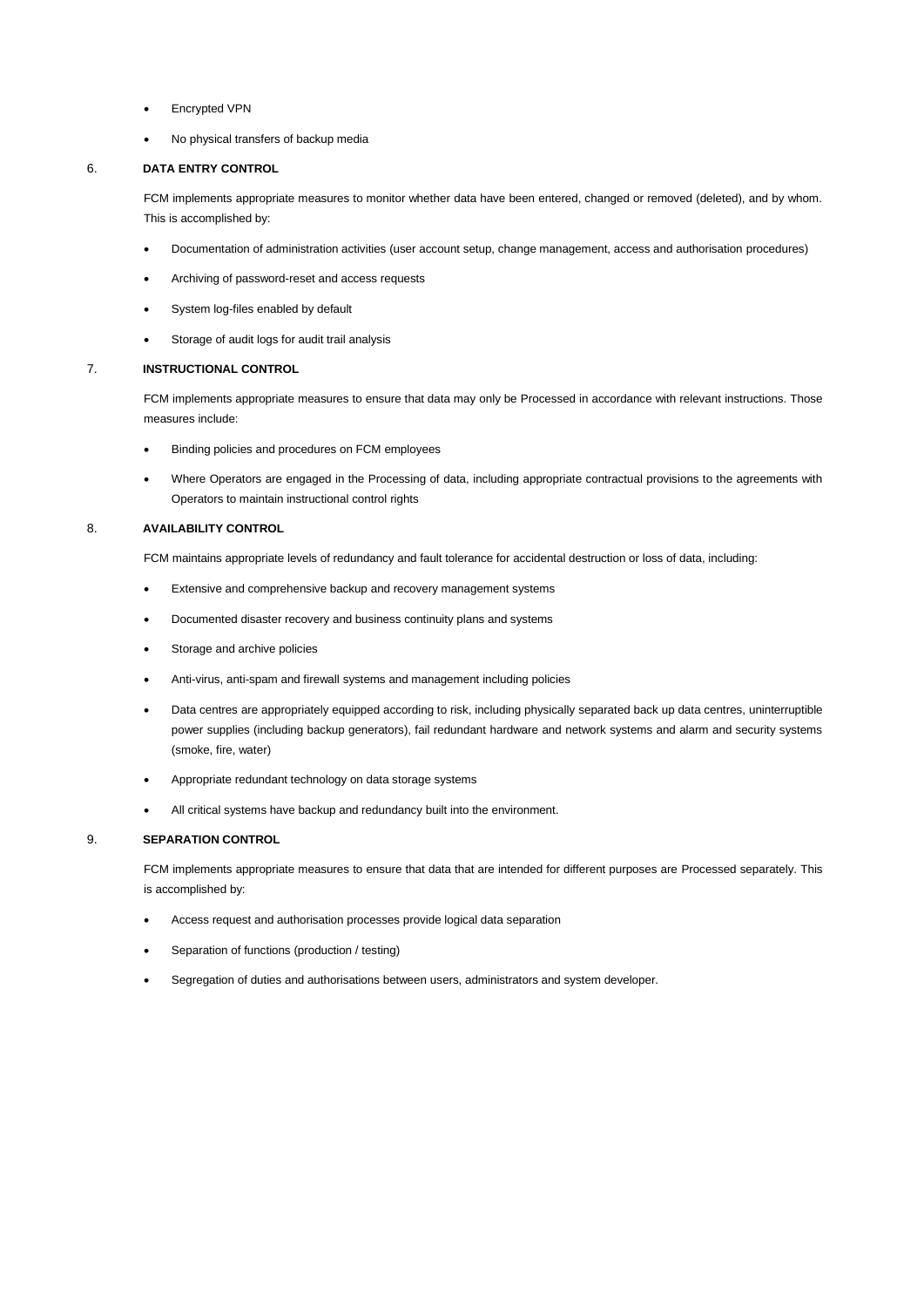- Encrypted VPN
- No physical transfers of backup media

6. **DATA ENTRY CONTROL**

FCM implements appropriate measures to monitor whether data have been entered, changed or removed (deleted), and by whom. This is accomplished by:

- Documentation of administration activities (user account setup, change management, access and authorisation procedures)
- Archiving of password-reset and access requests
- System log-files enabled by default
- Storage of audit logs for audit trail analysis

7. **INSTRUCTIONAL CONTROL**

FCM implements appropriate measures to ensure that data may only be Processed in accordance with relevant instructions. Those measures include:

- Binding policies and procedures on FCM employees
- Where Operators are engaged in the Processing of data, including appropriate contractual provisions to the agreements with Operators to maintain instructional control rights

8. **AVAILABILITY CONTROL**

FCM maintains appropriate levels of redundancy and fault tolerance for accidental destruction or loss of data, including:

- Extensive and comprehensive backup and recovery management systems
- Documented disaster recovery and business continuity plans and systems
- Storage and archive policies
- Anti-virus, anti-spam and firewall systems and management including policies
- Data centres are appropriately equipped according to risk, including physically separated back up data centres, uninterruptible power supplies (including backup generators), fail redundant hardware and network systems and alarm and security systems (smoke, fire, water)
- Appropriate redundant technology on data storage systems
- All critical systems have backup and redundancy built into the environment.

9. **SEPARATION CONTROL**

FCM implements appropriate measures to ensure that data that are intended for different purposes are Processed separately. This is accomplished by:

- Access request and authorisation processes provide logical data separation
- Separation of functions (production / testing)
- Segregation of duties and authorisations between users, administrators and system developer.